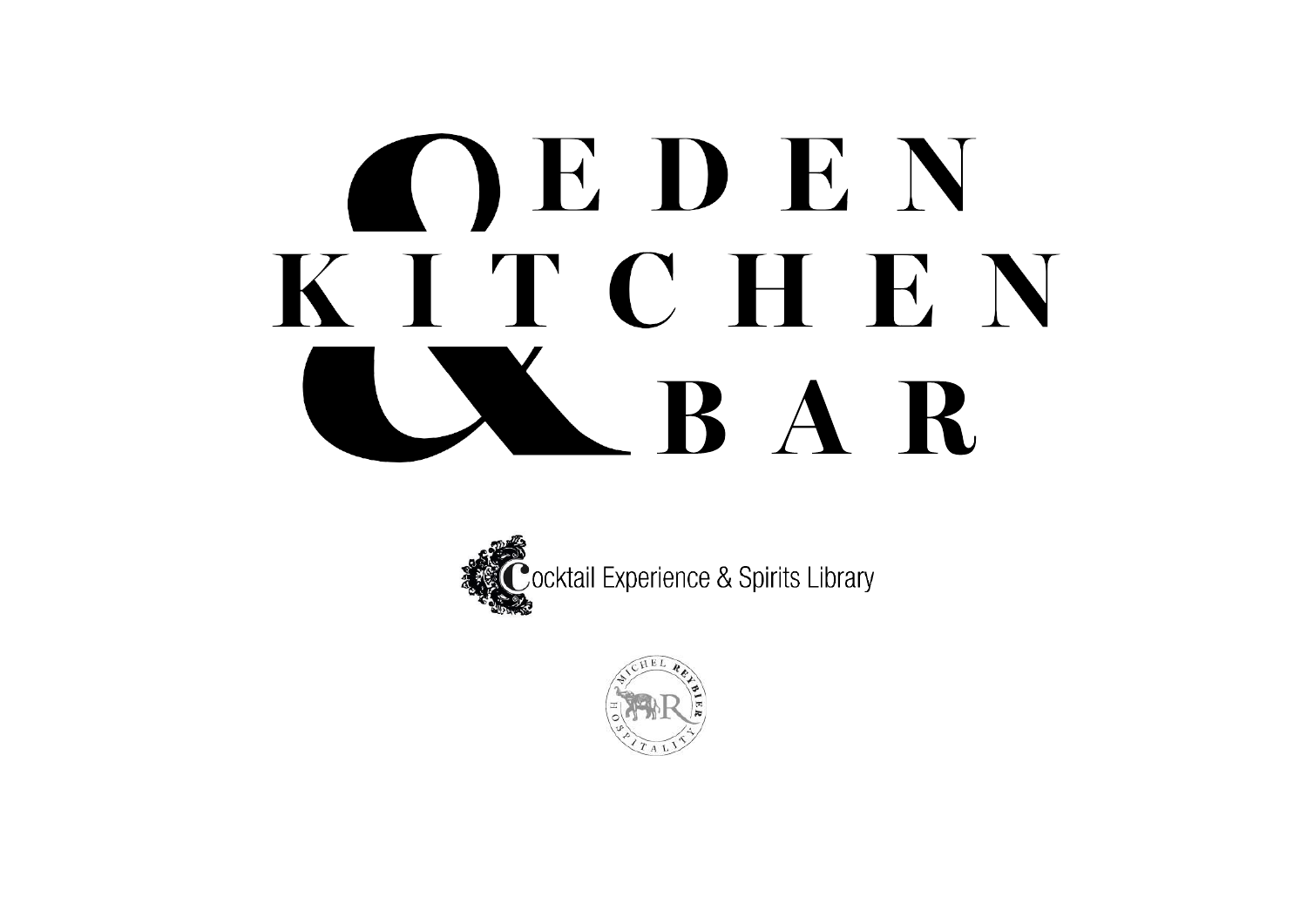# EDEN KITCHEN & BAR

Cocktail Experience & Spirits Library

MICHEL REYBIER HOSPITALITY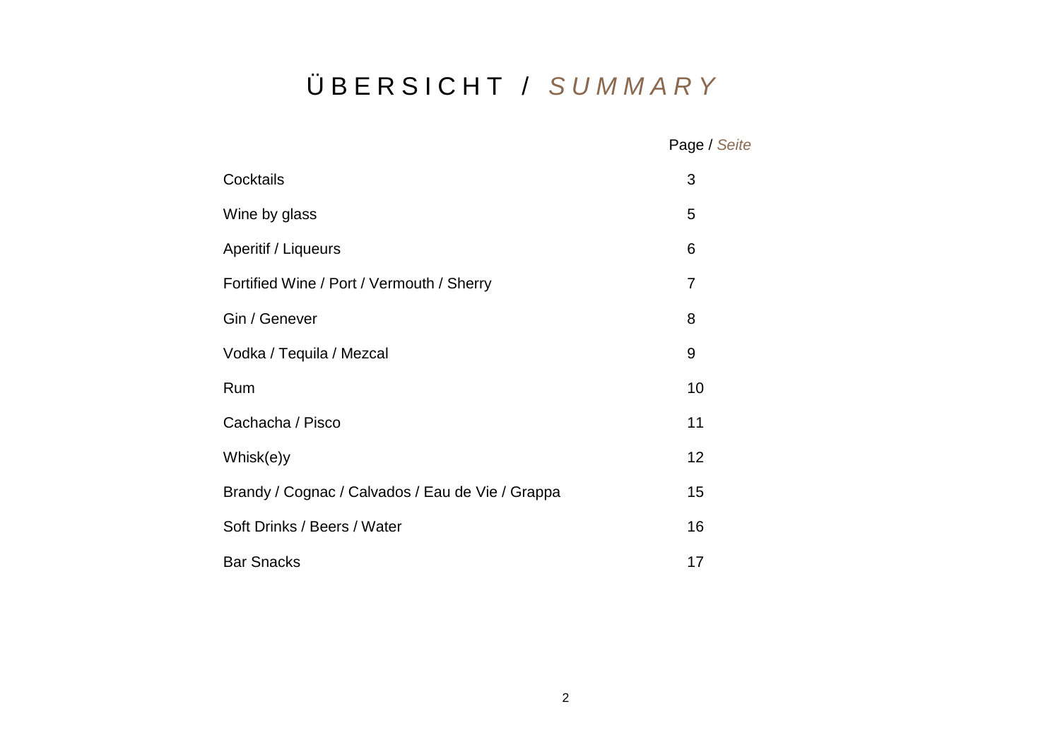# ÜBERSICHT / *SUMMARY*

| | Page / *Seite* |
|---|---|
| Cocktails | 3 |
| Wine by glass | 5 |
| Aperitif / Liqueurs | 6 |
| Fortified Wine / Port / Vermouth / Sherry | 7 |
| Gin / Genever | 8 |
| Vodka / Tequila / Mezcal | 9 |
| Rum | 10 |
| Cachacha / Pisco | 11 |
| Whisk(e)y | 12 |
| Brandy / Cognac / Calvados / Eau de Vie / Grappa | 15 |
| Soft Drinks / Beers / Water | 16 |
| Bar Snacks | 17 |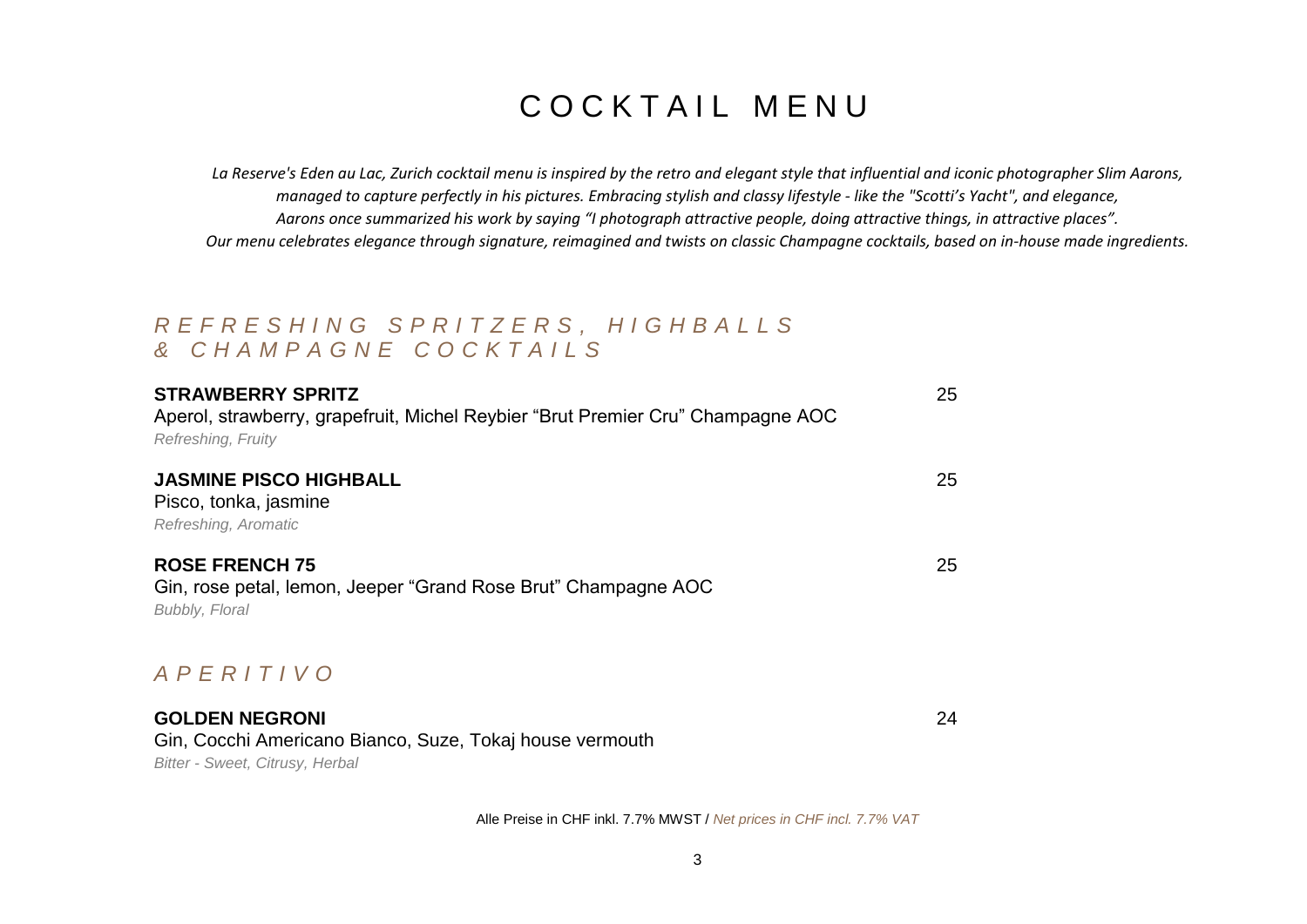# COCKTAIL MENU

*La Reserve's Eden au Lac, Zurich cocktail menu is inspired by the retro and elegant style that influential and iconic photographer Slim Aarons, managed to capture perfectly in his pictures. Embracing stylish and classy lifestyle - like the "Scotti's Yacht", and elegance, Aarons once summarized his work by saying "I photograph attractive people, doing attractive things, in attractive places". Our menu celebrates elegance through signature, reimagined and twists on classic Champagne cocktails, based on in-house made ingredients.*

## *REFRESHING SPRITZERS, HIGHBALLS & CHAMPAGNE COCKTAILS*

**STRAWBERRY SPRITZ** — 25
Aperol, strawberry, grapefruit, Michel Reybier "Brut Premier Cru" Champagne AOC
*Refreshing, Fruity*

**JASMINE PISCO HIGHBALL** — 25
Pisco, tonka, jasmine
*Refreshing, Aromatic*

**ROSE FRENCH 75** — 25
Gin, rose petal, lemon, Jeeper "Grand Rose Brut" Champagne AOC
*Bubbly, Floral*

## *APERITIVO*

**GOLDEN NEGRONI** — 24
Gin, Cocchi Americano Bianco, Suze, Tokaj house vermouth
*Bitter - Sweet, Citrusy, Herbal*

Alle Preise in CHF inkl. 7.7% MWST / *Net prices in CHF incl. 7.7% VAT*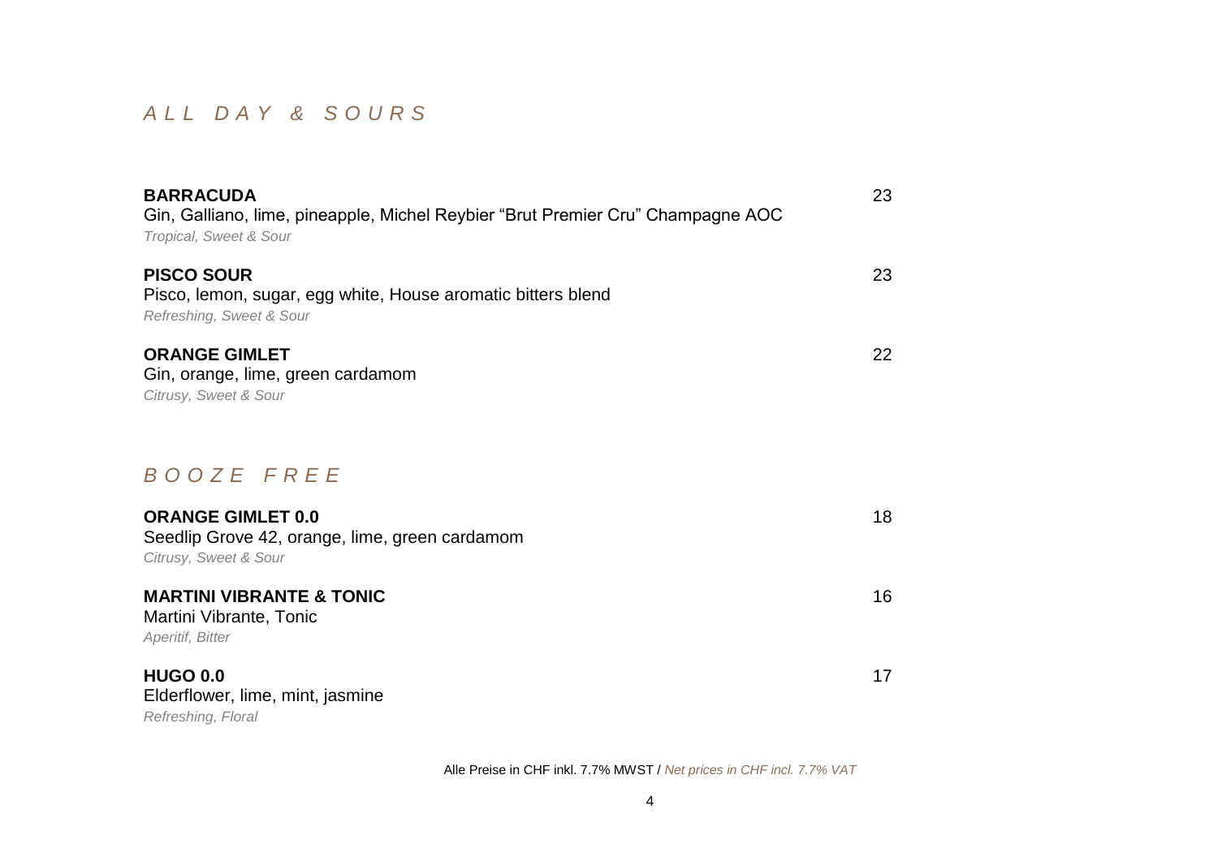## *A L L   D A Y   &   S O U R S*

**BARRACUDA** 23
Gin, Galliano, lime, pineapple, Michel Reybier "Brut Premier Cru" Champagne AOC
*Tropical, Sweet & Sour*

**PISCO SOUR** 23
Pisco, lemon, sugar, egg white, House aromatic bitters blend
*Refreshing, Sweet & Sour*

**ORANGE GIMLET** 22
Gin, orange, lime, green cardamom
*Citrusy, Sweet & Sour*

## *B O O Z E   F R E E*

**ORANGE GIMLET 0.0** 18
Seedlip Grove 42, orange, lime, green cardamom
*Citrusy, Sweet & Sour*

**MARTINI VIBRANTE & TONIC** 16
Martini Vibrante, Tonic
*Aperitif, Bitter*

**HUGO 0.0** 17
Elderflower, lime, mint, jasmine
*Refreshing, Floral*

Alle Preise in CHF inkl. 7.7% MWST / *Net prices in CHF incl. 7.7% VAT*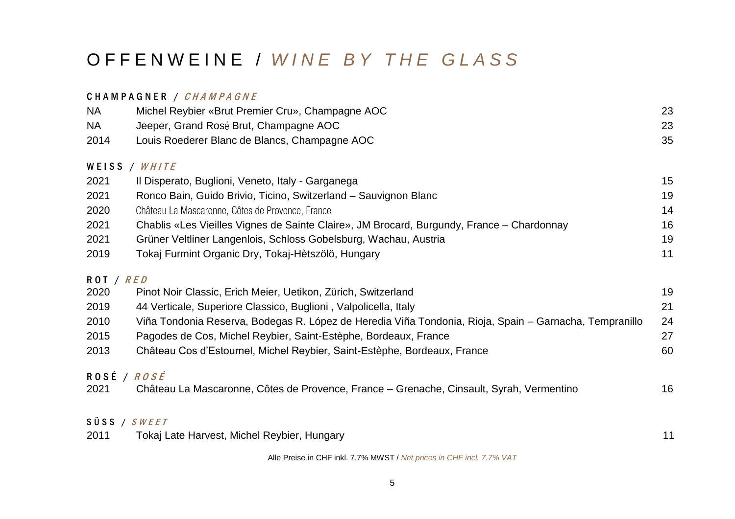# OFFENWEINE / *WINE BY THE GLASS*

## CHAMPAGNER / *CHAMPAGNE*

| | | |
|---|---|---|
| NA | Michel Reybier «Brut Premier Cru», Champagne AOC | 23 |
| NA | Jeeper, Grand Rosé Brut, Champagne AOC | 23 |
| 2014 | Louis Roederer Blanc de Blancs, Champagne AOC | 35 |

## WEISS / *WHITE*

| | | |
|---|---|---|
| 2021 | Il Disperato, Buglioni, Veneto, Italy - Garganega | 15 |
| 2021 | Ronco Bain, Guido Brivio, Ticino, Switzerland – Sauvignon Blanc | 19 |
| 2020 | Château La Mascaronne, Côtes de Provence, France | 14 |
| 2021 | Chablis «Les Vieilles Vignes de Sainte Claire», JM Brocard, Burgundy, France – Chardonnay | 16 |
| 2021 | Grüner Veltliner Langenlois, Schloss Gobelsburg, Wachau, Austria | 19 |
| 2019 | Tokaj Furmint Organic Dry, Tokaj-Hètszölö, Hungary | 11 |

## ROT / *RED*

| | | |
|---|---|---|
| 2020 | Pinot Noir Classic, Erich Meier, Uetikon, Zürich, Switzerland | 19 |
| 2019 | 44 Verticale, Superiore Classico, Buglioni , Valpolicella, Italy | 21 |
| 2010 | Viña Tondonia Reserva, Bodegas R. López de Heredia Viña Tondonia, Rioja, Spain – Garnacha, Tempranillo | 24 |
| 2015 | Pagodes de Cos, Michel Reybier, Saint-Estèphe, Bordeaux, France | 27 |
| 2013 | Château Cos d'Estournel, Michel Reybier, Saint-Estèphe, Bordeaux, France | 60 |

## ROSÉ / *ROSÉ*

| | | |
|---|---|---|
| 2021 | Château La Mascaronne, Côtes de Provence, France – Grenache, Cinsault, Syrah, Vermentino | 16 |

## SÜSS / *SWEET*

| | | |
|---|---|---|
| 2011 | Tokaj Late Harvest, Michel Reybier, Hungary | 11 |

Alle Preise in CHF inkl. 7.7% MWST / *Net prices in CHF incl. 7.7% VAT*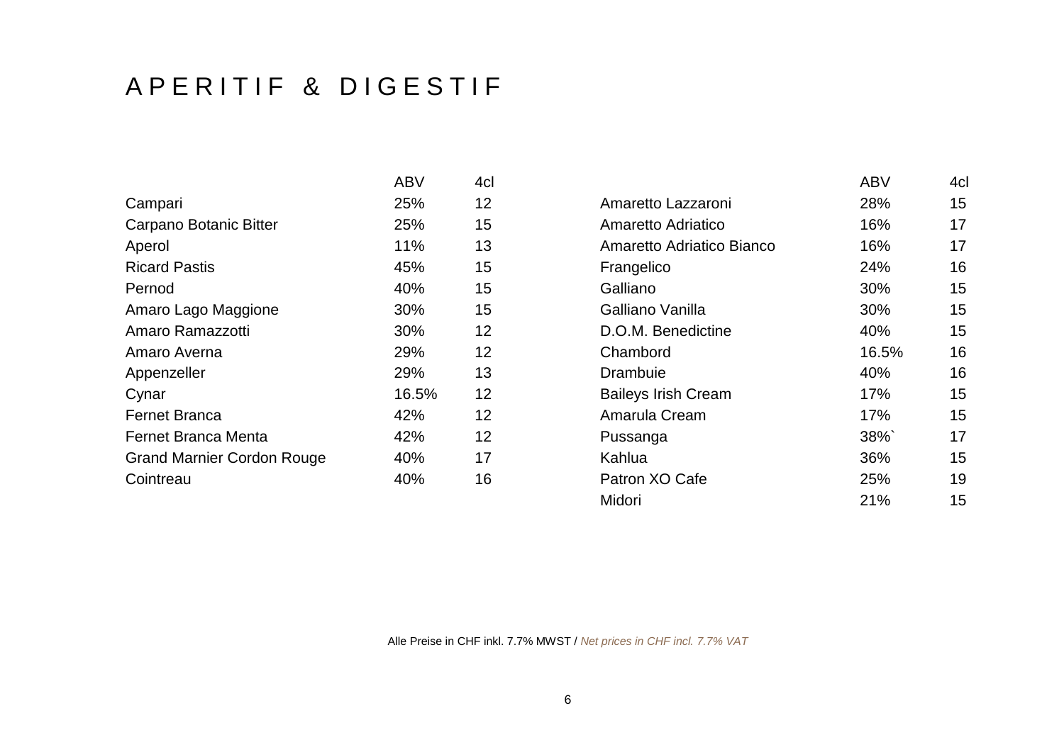# A P E R I T I F & D I G E S T I F

| | ABV | 4cl |
|---|---|---|
| Campari | 25% | 12 |
| Carpano Botanic Bitter | 25% | 15 |
| Aperol | 11% | 13 |
| Ricard Pastis | 45% | 15 |
| Pernod | 40% | 15 |
| Amaro Lago Maggione | 30% | 15 |
| Amaro Ramazzotti | 30% | 12 |
| Amaro Averna | 29% | 12 |
| Appenzeller | 29% | 13 |
| Cynar | 16.5% | 12 |
| Fernet Branca | 42% | 12 |
| Fernet Branca Menta | 42% | 12 |
| Grand Marnier Cordon Rouge | 40% | 17 |
| Cointreau | 40% | 16 |

| | ABV | 4cl |
|---|---|---|
| Amaretto Lazzaroni | 28% | 15 |
| Amaretto Adriatico | 16% | 17 |
| Amaretto Adriatico Bianco | 16% | 17 |
| Frangelico | 24% | 16 |
| Galliano | 30% | 15 |
| Galliano Vanilla | 30% | 15 |
| D.O.M. Benedictine | 40% | 15 |
| Chambord | 16.5% | 16 |
| Drambuie | 40% | 16 |
| Baileys Irish Cream | 17% | 15 |
| Amarula Cream | 17% | 15 |
| Pussanga | 38%` | 17 |
| Kahlua | 36% | 15 |
| Patron XO Cafe | 25% | 19 |
| Midori | 21% | 15 |

Alle Preise in CHF inkl. 7.7% MWST / *Net prices in CHF incl. 7.7% VAT*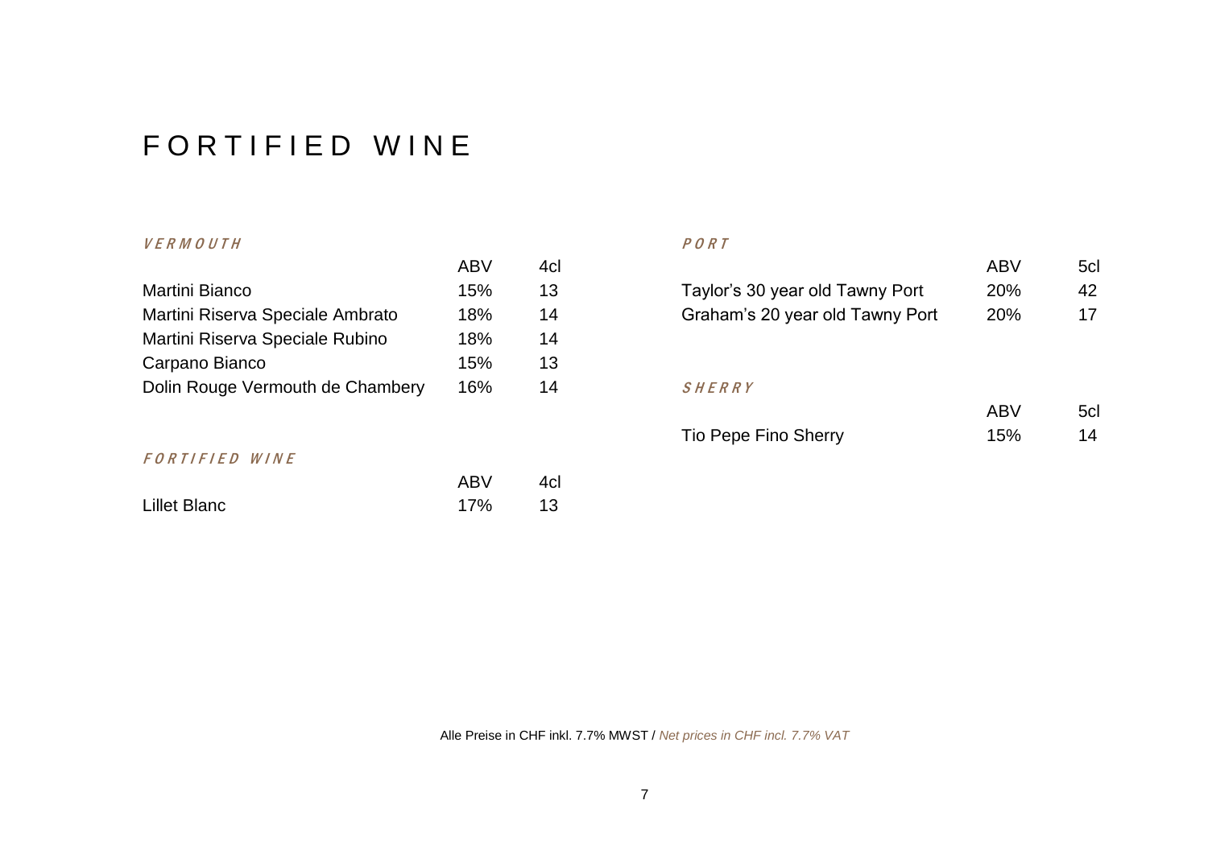# FORTIFIED WINE

### *VERMOUTH*

| | ABV | 4cl |
|---|---|---|
| Martini Bianco | 15% | 13 |
| Martini Riserva Speciale Ambrato | 18% | 14 |
| Martini Riserva Speciale Rubino | 18% | 14 |
| Carpano Bianco | 15% | 13 |
| Dolin Rouge Vermouth de Chambery | 16% | 14 |

### *FORTIFIED WINE*

| | ABV | 4cl |
|---|---|---|
| Lillet Blanc | 17% | 13 |

### *PORT*

| | ABV | 5cl |
|---|---|---|
| Taylor's 30 year old Tawny Port | 20% | 42 |
| Graham's 20 year old Tawny Port | 20% | 17 |

### *SHERRY*

| | ABV | 5cl |
|---|---|---|
| Tio Pepe Fino Sherry | 15% | 14 |

Alle Preise in CHF inkl. 7.7% MWST / *Net prices in CHF incl. 7.7% VAT*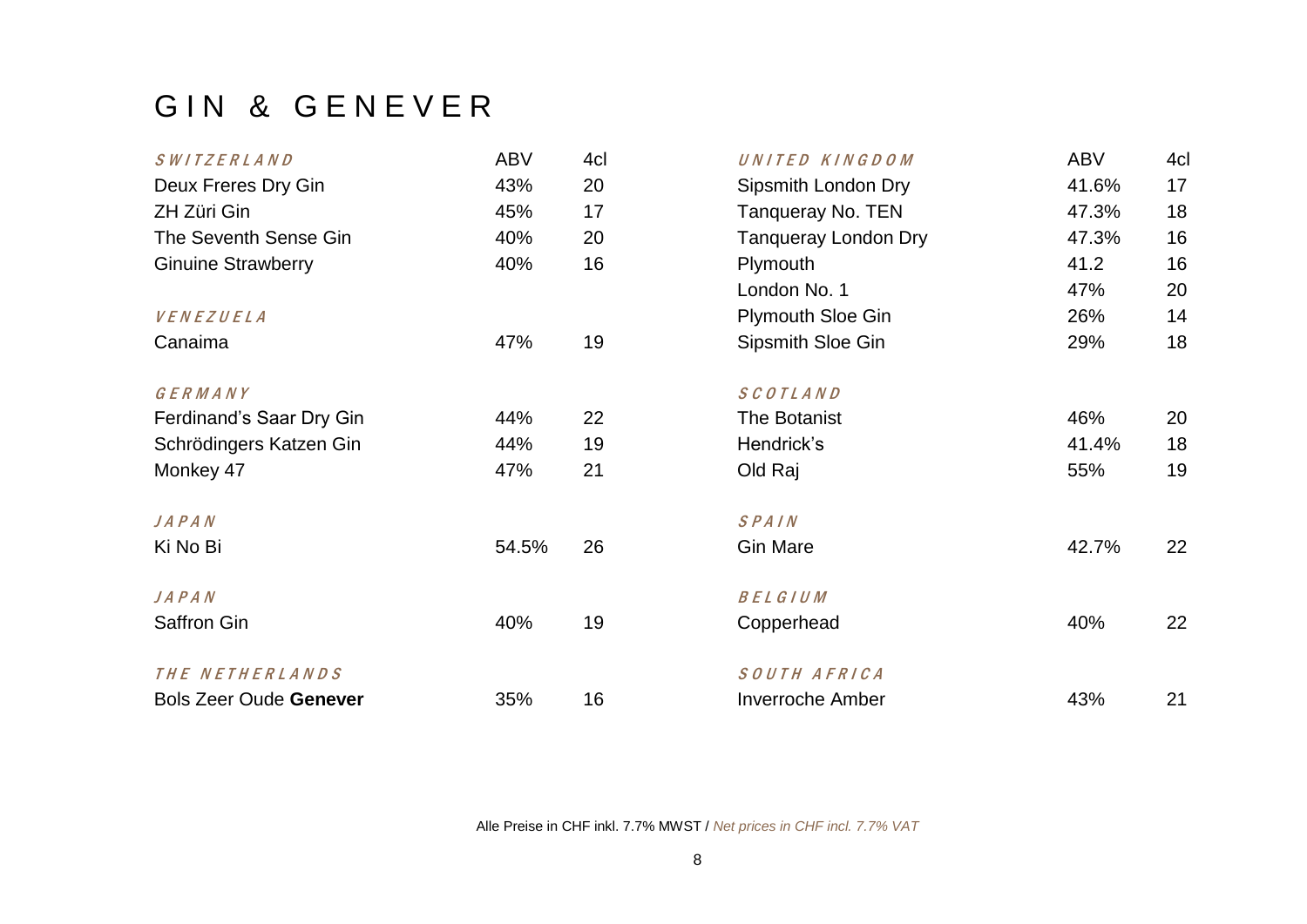# GIN & GENEVER

| *SWITZERLAND* | ABV | 4cl |
|---|---|---|
| Deux Freres Dry Gin | 43% | 20 |
| ZH Züri Gin | 45% | 17 |
| The Seventh Sense Gin | 40% | 20 |
| Ginuine Strawberry | 40% | 16 |

| *VENEZUELA* | | |
|---|---|---|
| Canaima | 47% | 19 |

| *GERMANY* | | |
|---|---|---|
| Ferdinand's Saar Dry Gin | 44% | 22 |
| Schrödingers Katzen Gin | 44% | 19 |
| Monkey 47 | 47% | 21 |

| *JAPAN* | | |
|---|---|---|
| Ki No Bi | 54.5% | 26 |

| *JAPAN* | | |
|---|---|---|
| Saffron Gin | 40% | 19 |

| *THE NETHERLANDS* | | |
|---|---|---|
| Bols Zeer Oude **Genever** | 35% | 16 |

| *UNITED KINGDOM* | ABV | 4cl |
|---|---|---|
| Sipsmith London Dry | 41.6% | 17 |
| Tanqueray No. TEN | 47.3% | 18 |
| Tanqueray London Dry | 47.3% | 16 |
| Plymouth | 41.2 | 16 |
| London No. 1 | 47% | 20 |
| Plymouth Sloe Gin | 26% | 14 |
| Sipsmith Sloe Gin | 29% | 18 |

| *SCOTLAND* | | |
|---|---|---|
| The Botanist | 46% | 20 |
| Hendrick's | 41.4% | 18 |
| Old Raj | 55% | 19 |

| *SPAIN* | | |
|---|---|---|
| Gin Mare | 42.7% | 22 |

| *BELGIUM* | | |
|---|---|---|
| Copperhead | 40% | 22 |

| *SOUTH AFRICA* | | |
|---|---|---|
| Inverroche Amber | 43% | 21 |

Alle Preise in CHF inkl. 7.7% MWST / *Net prices in CHF incl. 7.7% VAT*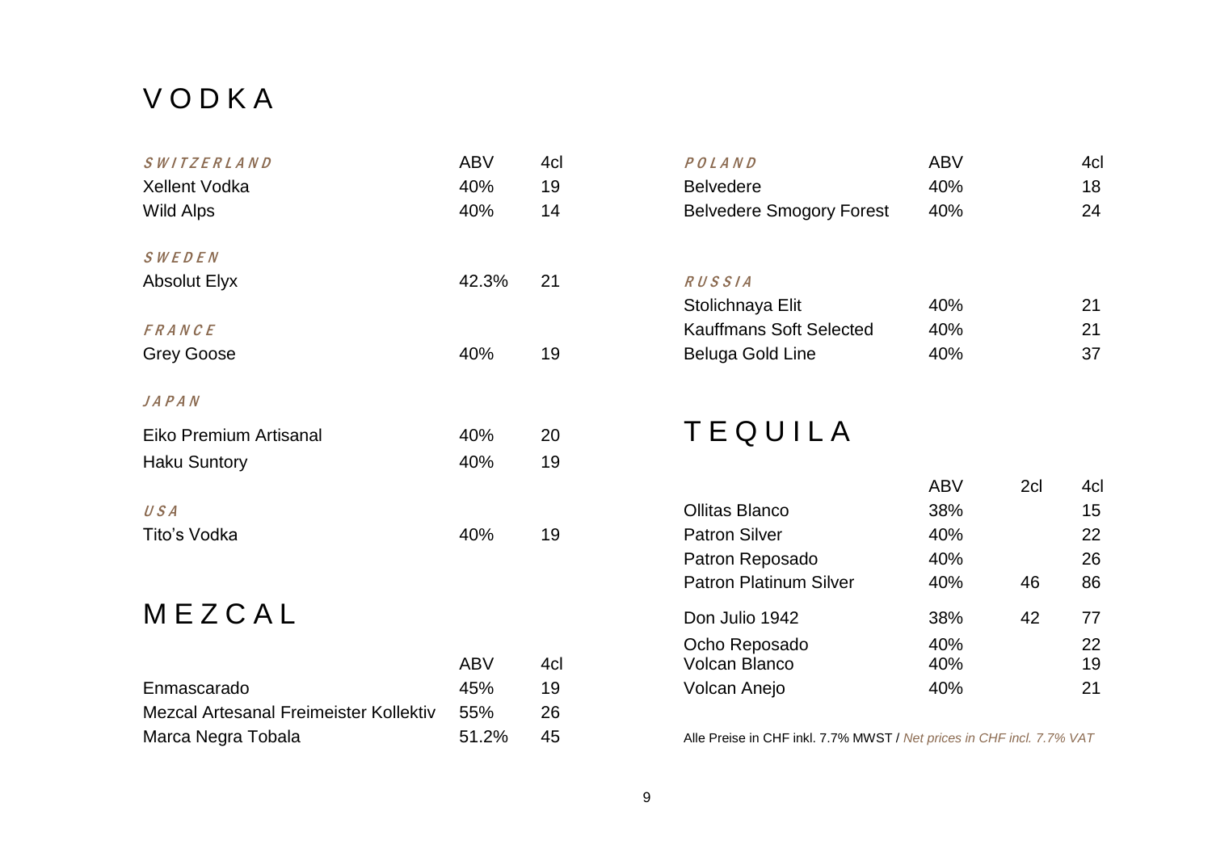# VODKA

| *SWITZERLAND* | ABV | 4cl |
|---|---|---|
| Xellent Vodka | 40% | 19 |
| Wild Alps | 40% | 14 |

| *SWEDEN* | | |
|---|---|---|
| Absolut Elyx | 42.3% | 21 |

| *FRANCE* | | |
|---|---|---|
| Grey Goose | 40% | 19 |

| *JAPAN* | | |
|---|---|---|
| Eiko Premium Artisanal | 40% | 20 |
| Haku Suntory | 40% | 19 |

| *USA* | | |
|---|---|---|
| Tito's Vodka | 40% | 19 |

| *POLAND* | ABV | 4cl |
|---|---|---|
| Belvedere | 40% | 18 |
| Belvedere Smogory Forest | 40% | 24 |

| *RUSSIA* | | |
|---|---|---|
| Stolichnaya Elit | 40% | 21 |
| Kauffmans Soft Selected | 40% | 21 |
| Beluga Gold Line | 40% | 37 |

# MEZCAL

| | ABV | 4cl |
|---|---|---|
| Enmascarado | 45% | 19 |
| Mezcal Artesanal Freimeister Kollektiv | 55% | 26 |
| Marca Negra Tobala | 51.2% | 45 |

# TEQUILA

| | ABV | 2cl | 4cl |
|---|---|---|---|
| Ollitas Blanco | 38% | | 15 |
| Patron Silver | 40% | | 22 |
| Patron Reposado | 40% | | 26 |
| Patron Platinum Silver | 40% | 46 | 86 |
| Don Julio 1942 | 38% | 42 | 77 |
| Ocho Reposado | 40% | | 22 |
| Volcan Blanco | 40% | | 19 |
| Volcan Anejo | 40% | | 21 |

Alle Preise in CHF inkl. 7.7% MWST / *Net prices in CHF incl. 7.7% VAT*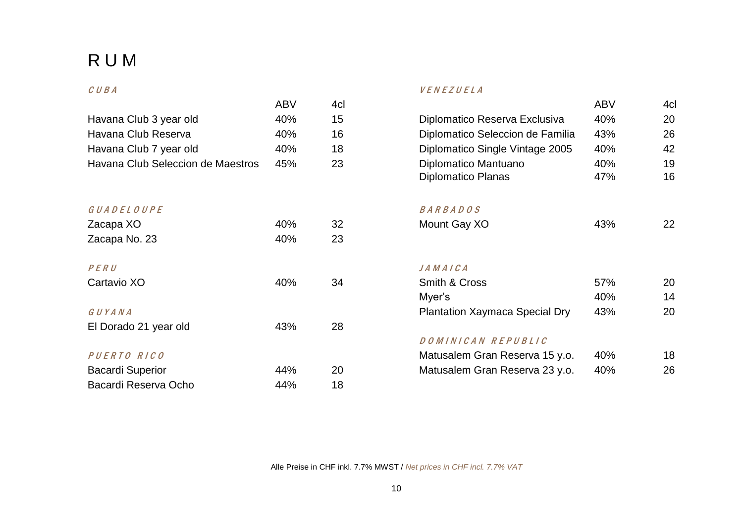# RUM

## CUBA

| | ABV | 4cl |
|---|---|---|
| Havana Club 3 year old | 40% | 15 |
| Havana Club Reserva | 40% | 16 |
| Havana Club 7 year old | 40% | 18 |
| Havana Club Seleccion de Maestros | 45% | 23 |

## GUADELOUPE

| | ABV | 4cl |
|---|---|---|
| Zacapa XO | 40% | 32 |
| Zacapa No. 23 | 40% | 23 |

## PERU

| | ABV | 4cl |
|---|---|---|
| Cartavio XO | 40% | 34 |

## GUYANA

| | ABV | 4cl |
|---|---|---|
| El Dorado 21 year old | 43% | 28 |

## PUERTO RICO

| | ABV | 4cl |
|---|---|---|
| Bacardi Superior | 44% | 20 |
| Bacardi Reserva Ocho | 44% | 18 |

## VENEZUELA

| | ABV | 4cl |
|---|---|---|
| Diplomatico Reserva Exclusiva | 40% | 20 |
| Diplomatico Seleccion de Familia | 43% | 26 |
| Diplomatico Single Vintage 2005 | 40% | 42 |
| Diplomatico Mantuano | 40% | 19 |
| Diplomatico Planas | 47% | 16 |

## BARBADOS

| | ABV | 4cl |
|---|---|---|
| Mount Gay XO | 43% | 22 |

## JAMAICA

| | ABV | 4cl |
|---|---|---|
| Smith & Cross | 57% | 20 |
| Myer's | 40% | 14 |
| Plantation Xaymaca Special Dry | 43% | 20 |

## DOMINICAN REPUBLIC

| | ABV | 4cl |
|---|---|---|
| Matusalem Gran Reserva 15 y.o. | 40% | 18 |
| Matusalem Gran Reserva 23 y.o. | 40% | 26 |

Alle Preise in CHF inkl. 7.7% MWST / *Net prices in CHF incl. 7.7% VAT*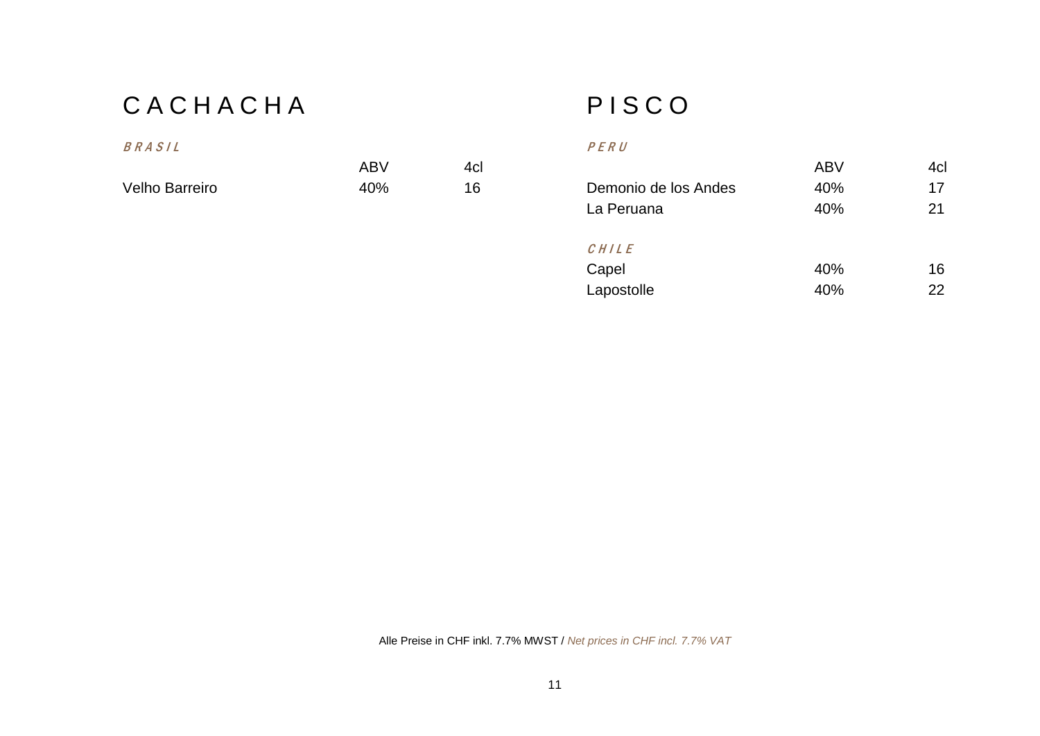# CACHACHA

### *BRASIL*

| | ABV | 4cl |
|---|---|---|
| Velho Barreiro | 40% | 16 |

# PISCO

### *PERU*

| | ABV | 4cl |
|---|---|---|
| Demonio de los Andes | 40% | 17 |
| La Peruana | 40% | 21 |

### *CHILE*

| | ABV | 4cl |
|---|---|---|
| Capel | 40% | 16 |
| Lapostolle | 40% | 22 |

Alle Preise in CHF inkl. 7.7% MWST / *Net prices in CHF incl. 7.7% VAT*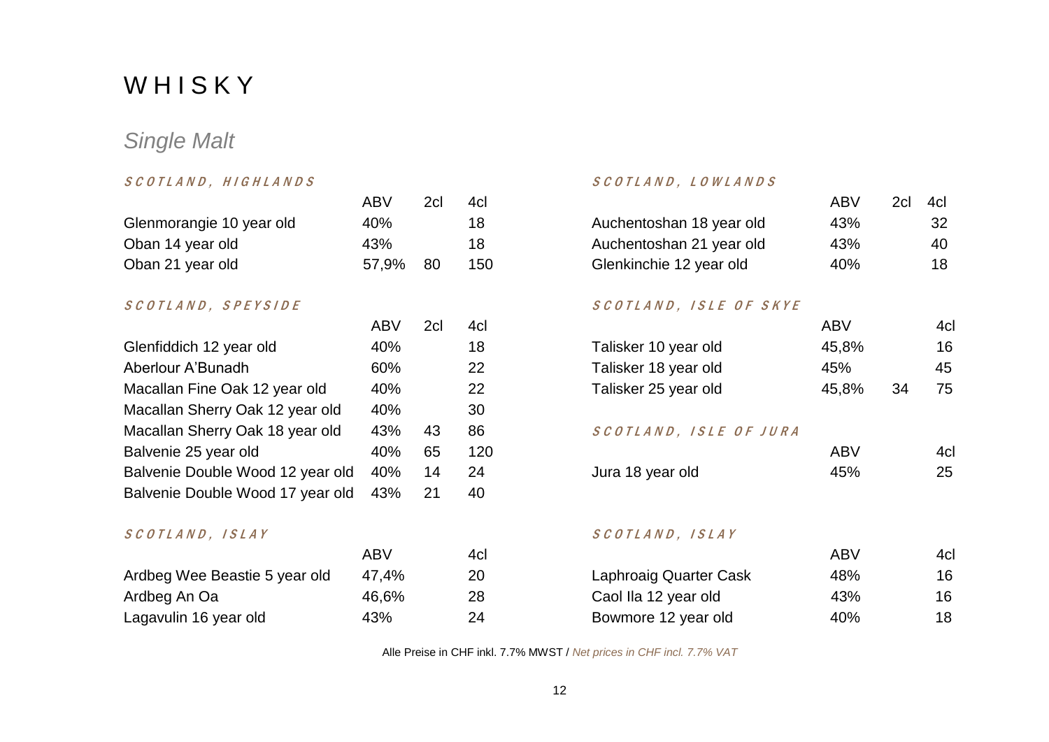# WHISKY

## *Single Malt*

### SCOTLAND, HIGHLANDS

| | ABV | 2cl | 4cl |
|---|---|---|---|
| Glenmorangie 10 year old | 40% | | 18 |
| Oban 14 year old | 43% | | 18 |
| Oban 21 year old | 57,9% | 80 | 150 |

### SCOTLAND, SPEYSIDE

| | ABV | 2cl | 4cl |
|---|---|---|---|
| Glenfiddich 12 year old | 40% | | 18 |
| Aberlour A'Bunadh | 60% | | 22 |
| Macallan Fine Oak 12 year old | 40% | | 22 |
| Macallan Sherry Oak 12 year old | 40% | | 30 |
| Macallan Sherry Oak 18 year old | 43% | 43 | 86 |
| Balvenie 25 year old | 40% | 65 | 120 |
| Balvenie Double Wood 12 year old | 40% | 14 | 24 |
| Balvenie Double Wood 17 year old | 43% | 21 | 40 |

### SCOTLAND, ISLAY

| | ABV | 4cl |
|---|---|---|
| Ardbeg Wee Beastie 5 year old | 47,4% | 20 |
| Ardbeg An Oa | 46,6% | 28 |
| Lagavulin 16 year old | 43% | 24 |

### SCOTLAND, LOWLANDS

| | ABV | 2cl | 4cl |
|---|---|---|---|
| Auchentoshan 18 year old | 43% | | 32 |
| Auchentoshan 21 year old | 43% | | 40 |
| Glenkinchie 12 year old | 40% | | 18 |

### SCOTLAND, ISLE OF SKYE

| | ABV | | 4cl |
|---|---|---|---|
| Talisker 10 year old | 45,8% | | 16 |
| Talisker 18 year old | 45% | | 45 |
| Talisker 25 year old | 45,8% | 34 | 75 |

### SCOTLAND, ISLE OF JURA

| | ABV | 4cl |
|---|---|---|
| Jura 18 year old | 45% | 25 |

### SCOTLAND, ISLAY

| | ABV | 4cl |
|---|---|---|
| Laphroaig Quarter Cask | 48% | 16 |
| Caol Ila 12 year old | 43% | 16 |
| Bowmore 12 year old | 40% | 18 |

Alle Preise in CHF inkl. 7.7% MWST / *Net prices in CHF incl. 7.7% VAT*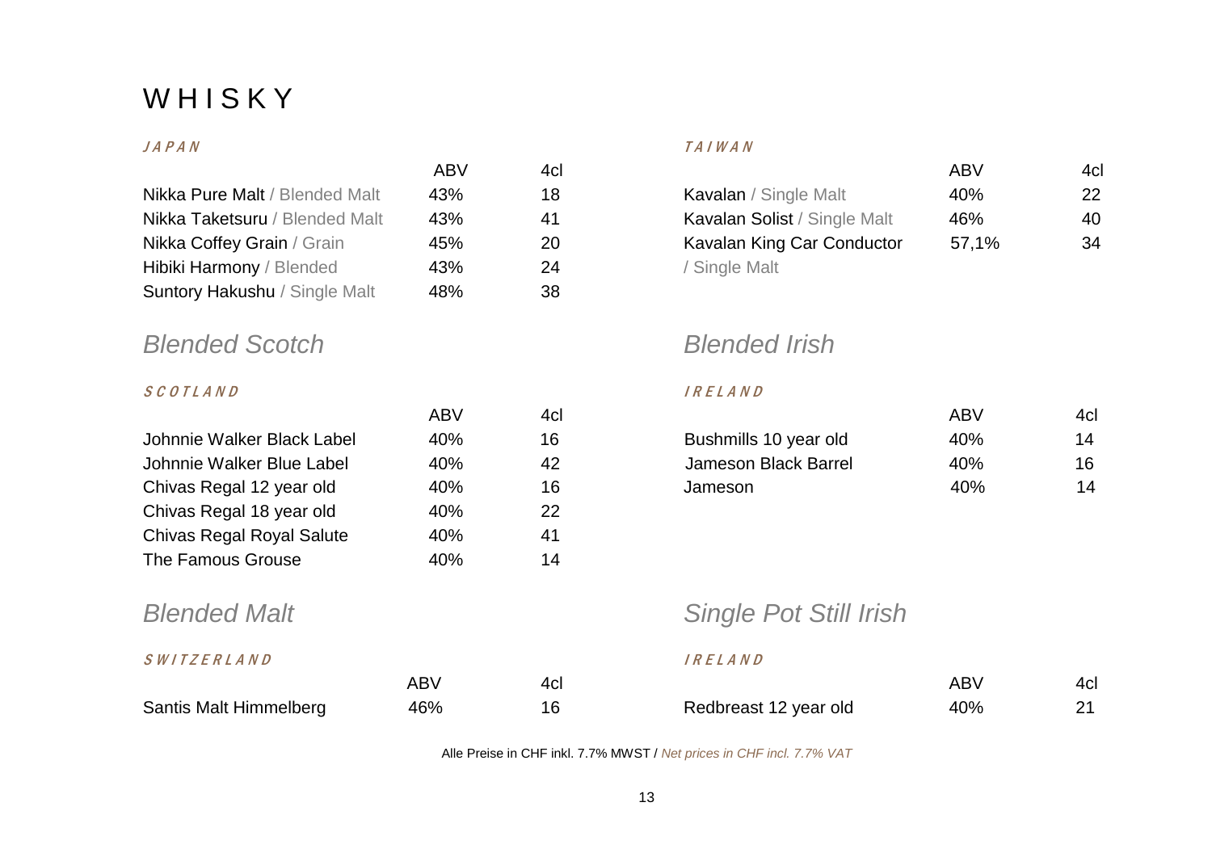# WHISKY

### *JAPAN*

| | ABV | 4cl |
|---|---|---|
| Nikka Pure Malt / Blended Malt | 43% | 18 |
| Nikka Taketsuru / Blended Malt | 43% | 41 |
| Nikka Coffey Grain / Grain | 45% | 20 |
| Hibiki Harmony / Blended | 43% | 24 |
| Suntory Hakushu / Single Malt | 48% | 38 |

### *TAIWAN*

| | ABV | 4cl |
|---|---|---|
| Kavalan / Single Malt | 40% | 22 |
| Kavalan Solist / Single Malt | 46% | 40 |
| Kavalan King Car Conductor / Single Malt | 57,1% | 34 |

## *Blended Scotch*

### *SCOTLAND*

| | ABV | 4cl |
|---|---|---|
| Johnnie Walker Black Label | 40% | 16 |
| Johnnie Walker Blue Label | 40% | 42 |
| Chivas Regal 12 year old | 40% | 16 |
| Chivas Regal 18 year old | 40% | 22 |
| Chivas Regal Royal Salute | 40% | 41 |
| The Famous Grouse | 40% | 14 |

## *Blended Irish*

### *IRELAND*

| | ABV | 4cl |
|---|---|---|
| Bushmills 10 year old | 40% | 14 |
| Jameson Black Barrel | 40% | 16 |
| Jameson | 40% | 14 |

## *Blended Malt*

### *SWITZERLAND*

| | ABV | 4cl |
|---|---|---|
| Santis Malt Himmelberg | 46% | 16 |

## *Single Pot Still Irish*

### *IRELAND*

| | ABV | 4cl |
|---|---|---|
| Redbreast 12 year old | 40% | 21 |

Alle Preise in CHF inkl. 7.7% MWST / *Net prices in CHF incl. 7.7% VAT*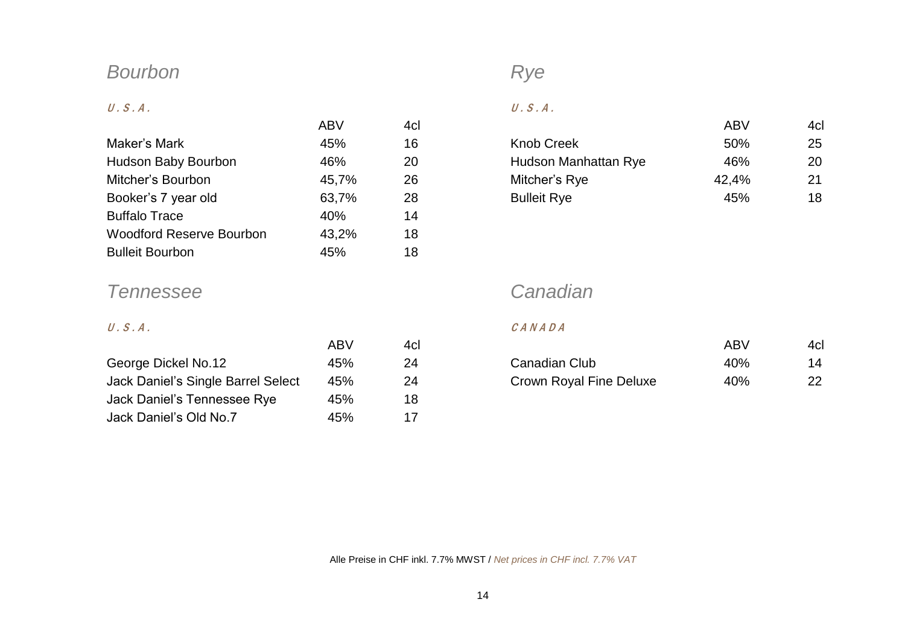## *Bourbon*

*U.S.A.*

| | ABV | 4cl |
|---|---|---|
| Maker's Mark | 45% | 16 |
| Hudson Baby Bourbon | 46% | 20 |
| Mitcher's Bourbon | 45,7% | 26 |
| Booker's 7 year old | 63,7% | 28 |
| Buffalo Trace | 40% | 14 |
| Woodford Reserve Bourbon | 43,2% | 18 |
| Bulleit Bourbon | 45% | 18 |

## *Tennessee*

*U.S.A.*

| | ABV | 4cl |
|---|---|---|
| George Dickel No.12 | 45% | 24 |
| Jack Daniel's Single Barrel Select | 45% | 24 |
| Jack Daniel's Tennessee Rye | 45% | 18 |
| Jack Daniel's Old No.7 | 45% | 17 |

## *Rye*

*U.S.A.*

| | ABV | 4cl |
|---|---|---|
| Knob Creek | 50% | 25 |
| Hudson Manhattan Rye | 46% | 20 |
| Mitcher's Rye | 42,4% | 21 |
| Bulleit Rye | 45% | 18 |

## *Canadian*

*CANADA*

| | ABV | 4cl |
|---|---|---|
| Canadian Club | 40% | 14 |
| Crown Royal Fine Deluxe | 40% | 22 |

Alle Preise in CHF inkl. 7.7% MWST / *Net prices in CHF incl. 7.7% VAT*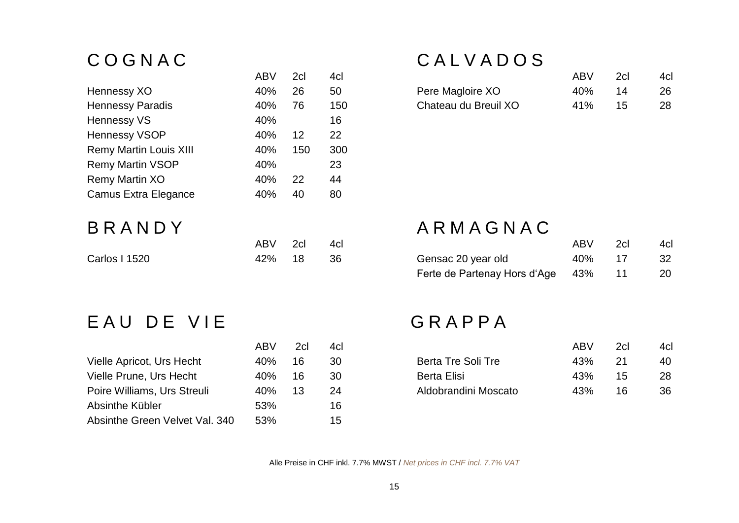## COGNAC

| | ABV | 2cl | 4cl |
|---|---|---|---|
| Hennessy XO | 40% | 26 | 50 |
| Hennessy Paradis | 40% | 76 | 150 |
| Hennessy VS | 40% | | 16 |
| Hennessy VSOP | 40% | 12 | 22 |
| Remy Martin Louis XIII | 40% | 150 | 300 |
| Remy Martin VSOP | 40% | | 23 |
| Remy Martin XO | 40% | 22 | 44 |
| Camus Extra Elegance | 40% | 40 | 80 |

## CALVADOS

| | ABV | 2cl | 4cl |
|---|---|---|---|
| Pere Magloire XO | 40% | 14 | 26 |
| Chateau du Breuil XO | 41% | 15 | 28 |

## BRANDY

| | ABV | 2cl | 4cl |
|---|---|---|---|
| Carlos I 1520 | 42% | 18 | 36 |

## ARMAGNAC

| | ABV | 2cl | 4cl |
|---|---|---|---|
| Gensac 20 year old | 40% | 17 | 32 |
| Ferte de Partenay Hors d'Age | 43% | 11 | 20 |

## EAU DE VIE

| | ABV | 2cl | 4cl |
|---|---|---|---|
| Vielle Apricot, Urs Hecht | 40% | 16 | 30 |
| Vielle Prune, Urs Hecht | 40% | 16 | 30 |
| Poire Williams, Urs Streuli | 40% | 13 | 24 |
| Absinthe Kübler | 53% | | 16 |
| Absinthe Green Velvet Val. 340 | 53% | | 15 |

## GRAPPA

| | ABV | 2cl | 4cl |
|---|---|---|---|
| Berta Tre Soli Tre | 43% | 21 | 40 |
| Berta Elisi | 43% | 15 | 28 |
| Aldobrandini Moscato | 43% | 16 | 36 |

Alle Preise in CHF inkl. 7.7% MWST / *Net prices in CHF incl. 7.7% VAT*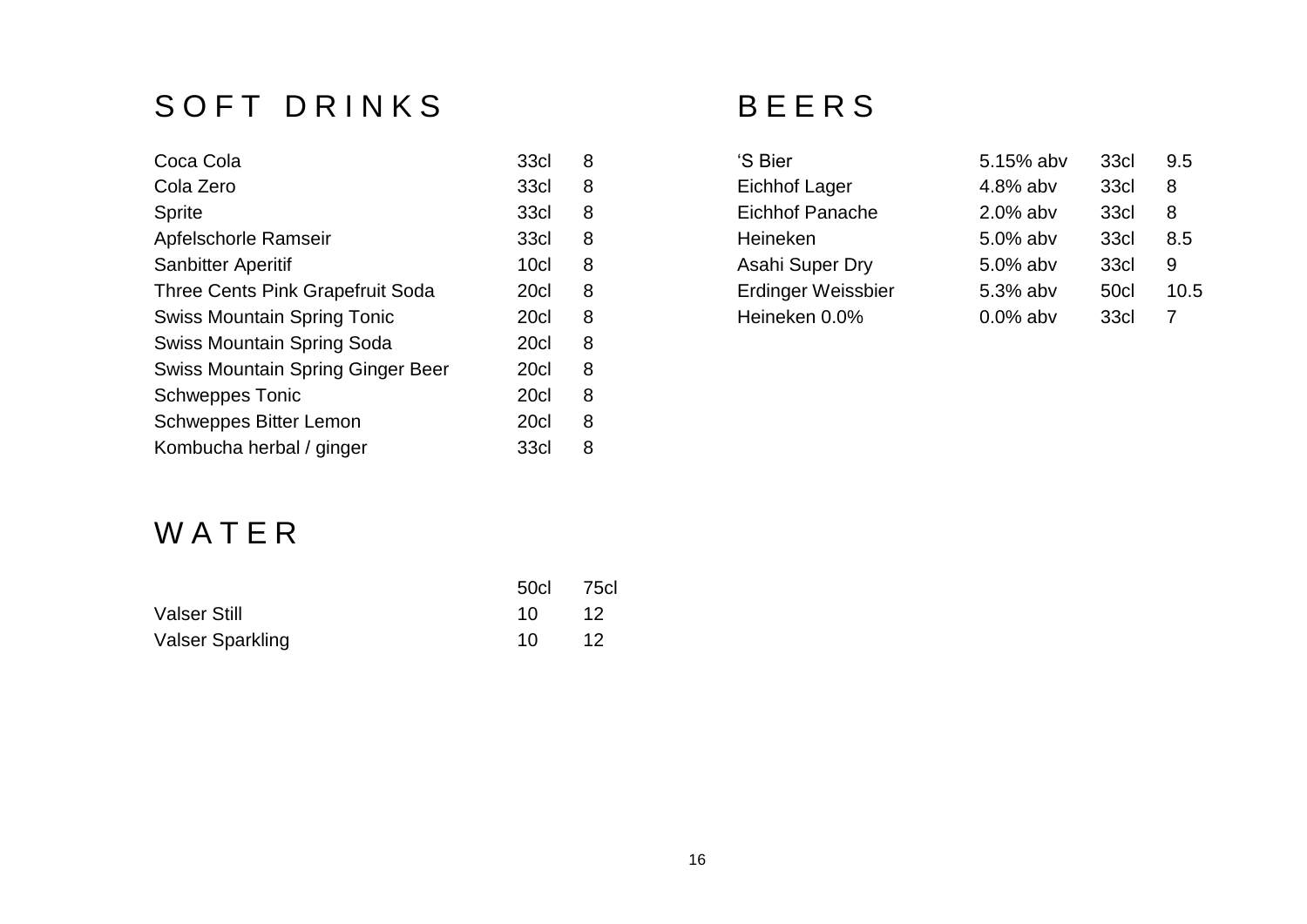# SOFT DRINKS

| | | |
|---|---|---|
| Coca Cola | 33cl | 8 |
| Cola Zero | 33cl | 8 |
| Sprite | 33cl | 8 |
| Apfelschorle Ramseir | 33cl | 8 |
| Sanbitter Aperitif | 10cl | 8 |
| Three Cents Pink Grapefruit Soda | 20cl | 8 |
| Swiss Mountain Spring Tonic | 20cl | 8 |
| Swiss Mountain Spring Soda | 20cl | 8 |
| Swiss Mountain Spring Ginger Beer | 20cl | 8 |
| Schweppes Tonic | 20cl | 8 |
| Schweppes Bitter Lemon | 20cl | 8 |
| Kombucha herbal / ginger | 33cl | 8 |

# WATER

| | 50cl | 75cl |
|---|---|---|
| Valser Still | 10 | 12 |
| Valser Sparkling | 10 | 12 |

# BEERS

| | | | |
|---|---|---|---|
| 'S Bier | 5.15% abv | 33cl | 9.5 |
| Eichhof Lager | 4.8% abv | 33cl | 8 |
| Eichhof Panache | 2.0% abv | 33cl | 8 |
| Heineken | 5.0% abv | 33cl | 8.5 |
| Asahi Super Dry | 5.0% abv | 33cl | 9 |
| Erdinger Weissbier | 5.3% abv | 50cl | 10.5 |
| Heineken 0.0% | 0.0% abv | 33cl | 7 |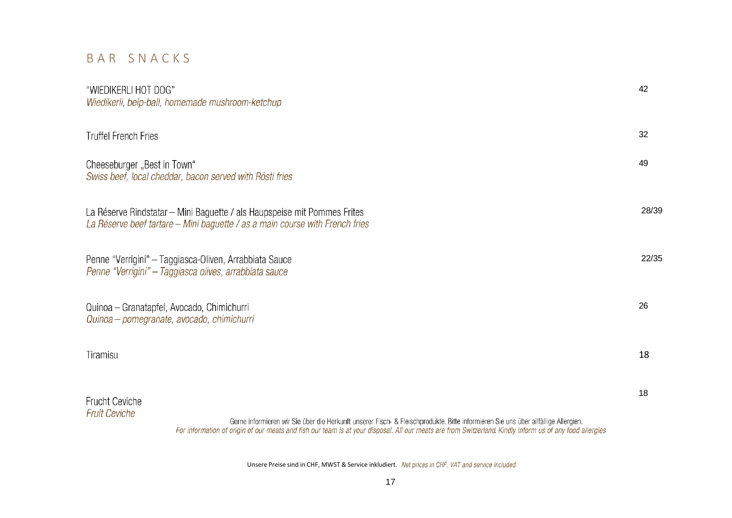## BAR SNACKS

| | |
|---|---|
| "WIEDIKERLI HOT DOG"<br>*Wiedikerli, belp-ball, homemade mushroom-ketchup* | 42 |
| Truffel French Fries | 32 |
| Cheeseburger „Best in Town"<br>*Swiss beef, local cheddar, bacon served with Rösti fries* | 49 |
| La Réserve Rindstatar – Mini Baguette / als Haupspeise mit Pommes Frites<br>*La Réserve beef tartare – Mini baguette / as a main course with French fries* | 28/39 |
| Penne "Verrigini" – Taggiasca-Oliven, Arrabbiata Sauce<br>*Penne "Verrigini" – Taggiasca olives, arrabbiata sauce* | 22/35 |
| Quinoa – Granatapfel, Avocado, Chimichurri<br>*Quinoa – pomegranate, avocado, chimichurri* | 26 |
| Tiramisu | 18 |
| Frucht Ceviche<br>*Fruit Ceviche* | 18 |

Gerne informieren wir Sie über die Herkunft unserer Fisch- & Fleischprodukte. Bitte informieren Sie uns über allfällige Allergien.
*For information of origin of our meats and fish our team is at your disposal. All our meats are from Switzerland. Kindly inform us of any food allergies*

Unsere Preise sind in CHF, MWST & Service inkludiert. *Net prices in CHF, VAT and service included*